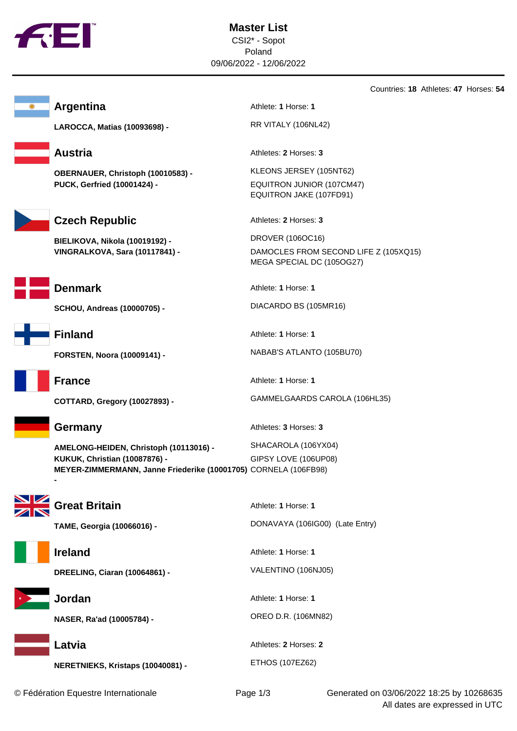# Master List

CSI2* - Sopot
Poland
09/06/2022 - 12/06/2022

Countries: **18** Athletes: **47** Horses: **54**

## Argentina

Athlete: **1** Horse: **1**

| Athlete | Horse |
|---|---|
| **LAROCCA, Matias (10093698) -** | RR VITALY (106NL42) |

## Austria

Athletes: **2** Horses: **3**

| Athlete | Horse |
|---|---|
| **OBERNAUER, Christoph (10010583) -** | KLEONS JERSEY (105NT62) |
| **PUCK, Gerfried (10001424) -** | EQUITRON JUNIOR (107CM47)<br>EQUITRON JAKE (107FD91) |

## Czech Republic

Athletes: **2** Horses: **3**

| Athlete | Horse |
|---|---|
| **BIELIKOVA, Nikola (10019192) -** | DROVER (106OC16) |
| **VINGRALKOVA, Sara (10117841) -** | DAMOCLES FROM SECOND LIFE Z (105XQ15)<br>MEGA SPECIAL DC (105OG27) |

## Denmark

Athlete: **1** Horse: **1**

| Athlete | Horse |
|---|---|
| **SCHOU, Andreas (10000705) -** | DIACARDO BS (105MR16) |

## Finland

Athlete: **1** Horse: **1**

| Athlete | Horse |
|---|---|
| **FORSTEN, Noora (10009141) -** | NABAB'S ATLANTO (105BU70) |

## France

Athlete: **1** Horse: **1**

| Athlete | Horse |
|---|---|
| **COTTARD, Gregory (10027893) -** | GAMMELGAARDS CAROLA (106HL35) |

## Germany

Athletes: **3** Horses: **3**

| Athlete | Horse |
|---|---|
| **AMELONG-HEIDEN, Christoph (10113016) -** | SHACAROLA (106YX04) |
| **KUKUK, Christian (10087876) -** | GIPSY LOVE (106UP08) |
| **MEYER-ZIMMERMANN, Janne Friederike (10001705) -** | CORNELA (106FB98) |

## Great Britain

Athlete: **1** Horse: **1**

| Athlete | Horse |
|---|---|
| **TAME, Georgia (10066016) -** | DONAVAYA (106IG00) (Late Entry) |

## Ireland

Athlete: **1** Horse: **1**

| Athlete | Horse |
|---|---|
| **DREELING, Ciaran (10064861) -** | VALENTINO (106NJ05) |

## Jordan

Athlete: **1** Horse: **1**

| Athlete | Horse |
|---|---|
| **NASER, Ra'ad (10005784) -** | OREO D.R. (106MN82) |

## Latvia

Athletes: **2** Horses: **2**

| Athlete | Horse |
|---|---|
| **NERETNIEKS, Kristaps (10040081) -** | ETHOS (107EZ62) |

© Fédération Equestre Internationale

Generated on 03/06/2022 18:25 by 10268635
All dates are expressed in UTC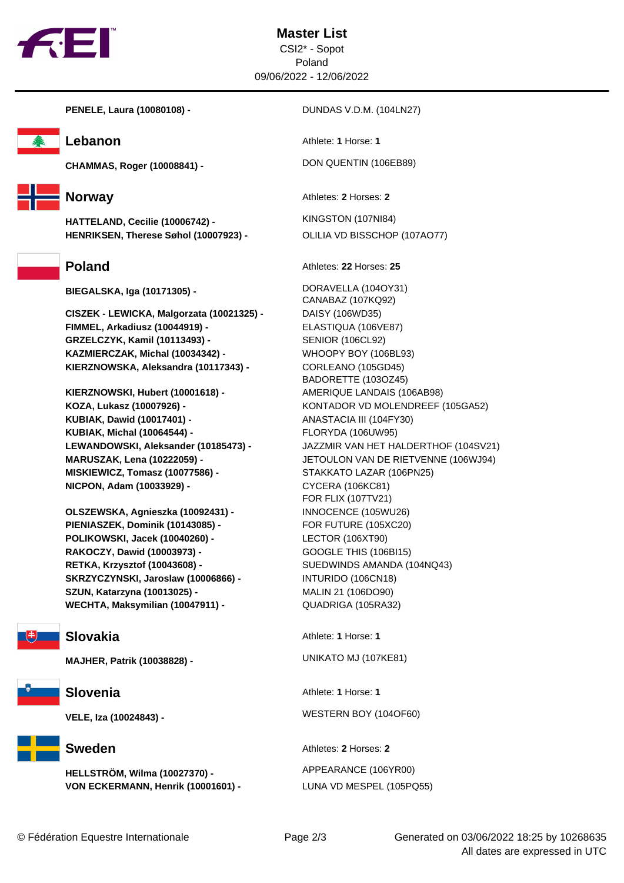# Master List

CSI2* - Sopot
Poland
09/06/2022 - 12/06/2022

**PENELE, Laura (10080108) -** DUNDAS V.D.M. (104LN27)

## Lebanon

Athlete: **1** Horse: **1**

**CHAMMAS, Roger (10008841) -** DON QUENTIN (106EB89)

## Norway

Athletes: **2** Horses: **2**

**HATTELAND, Cecilie (10006742) -** KINGSTON (107NI84)
**HENRIKSEN, Therese Søhol (10007923) -** OLILIA VD BISSCHOP (107AO77)

## Poland

Athletes: **22** Horses: **25**

**BIEGALSKA, Iga (10171305) -** DORAVELLA (104OY31)
CANABAZ (107KQ92)

**CISZEK - LEWICKA, Malgorzata (10021325) -** DAISY (106WD35)
**FIMMEL, Arkadiusz (10044919) -** ELASTIQUA (106VE87)
**GRZELCZYK, Kamil (10113493) -** SENIOR (106CL92)
**KAZMIERCZAK, Michal (10034342) -** WHOOPY BOY (106BL93)
**KIERZNOWSKA, Aleksandra (10117343) -** CORLEANO (105GD45)
BADORETTE (103OZ45)

**KIERZNOWSKI, Hubert (10001618) -** AMERIQUE LANDAIS (106AB98)
**KOZA, Lukasz (10007926) -** KONTADOR VD MOLENDREEF (105GA52)
**KUBIAK, Dawid (10017401) -** ANASTACIA III (104FY30)
**KUBIAK, Michal (10064544) -** FLORYDA (106UW95)
**LEWANDOWSKI, Aleksander (10185473) -** JAZZMIR VAN HET HALDERTHOF (104SV21)
**MARUSZAK, Lena (10222059) -** JETOULON VAN DE RIETVENNE (106WJ94)
**MISKIEWICZ, Tomasz (10077586) -** STAKKATO LAZAR (106PN25)
**NICPON, Adam (10033929) -** CYCERA (106KC81)
FOR FLIX (107TV21)

**OLSZEWSKA, Agnieszka (10092431) -** INNOCENCE (105WU26)
**PIENIASZEK, Dominik (10143085) -** FOR FUTURE (105XC20)
**POLIKOWSKI, Jacek (10040260) -** LECTOR (106XT90)
**RAKOCZY, Dawid (10003973) -** GOOGLE THIS (106BI15)
**RETKA, Krzysztof (10043608) -** SUEDWINDS AMANDA (104NQ43)
**SKRZYCZYNSKI, Jaroslaw (10006866) -** INTURIDO (106CN18)
**SZUN, Katarzyna (10013025) -** MALIN 21 (106DO90)
**WECHTA, Maksymilian (10047911) -** QUADRIGA (105RA32)

## Slovakia

Athlete: **1** Horse: **1**

**MAJHER, Patrik (10038828) -** UNIKATO MJ (107KE81)

## Slovenia

Athlete: **1** Horse: **1**

**VELE, Iza (10024843) -** WESTERN BOY (104OF60)

## Sweden

Athletes: **2** Horses: **2**

**HELLSTRÖM, Wilma (10027370) -** APPEARANCE (106YR00)
**VON ECKERMANN, Henrik (10001601) -** LUNA VD MESPEL (105PQ55)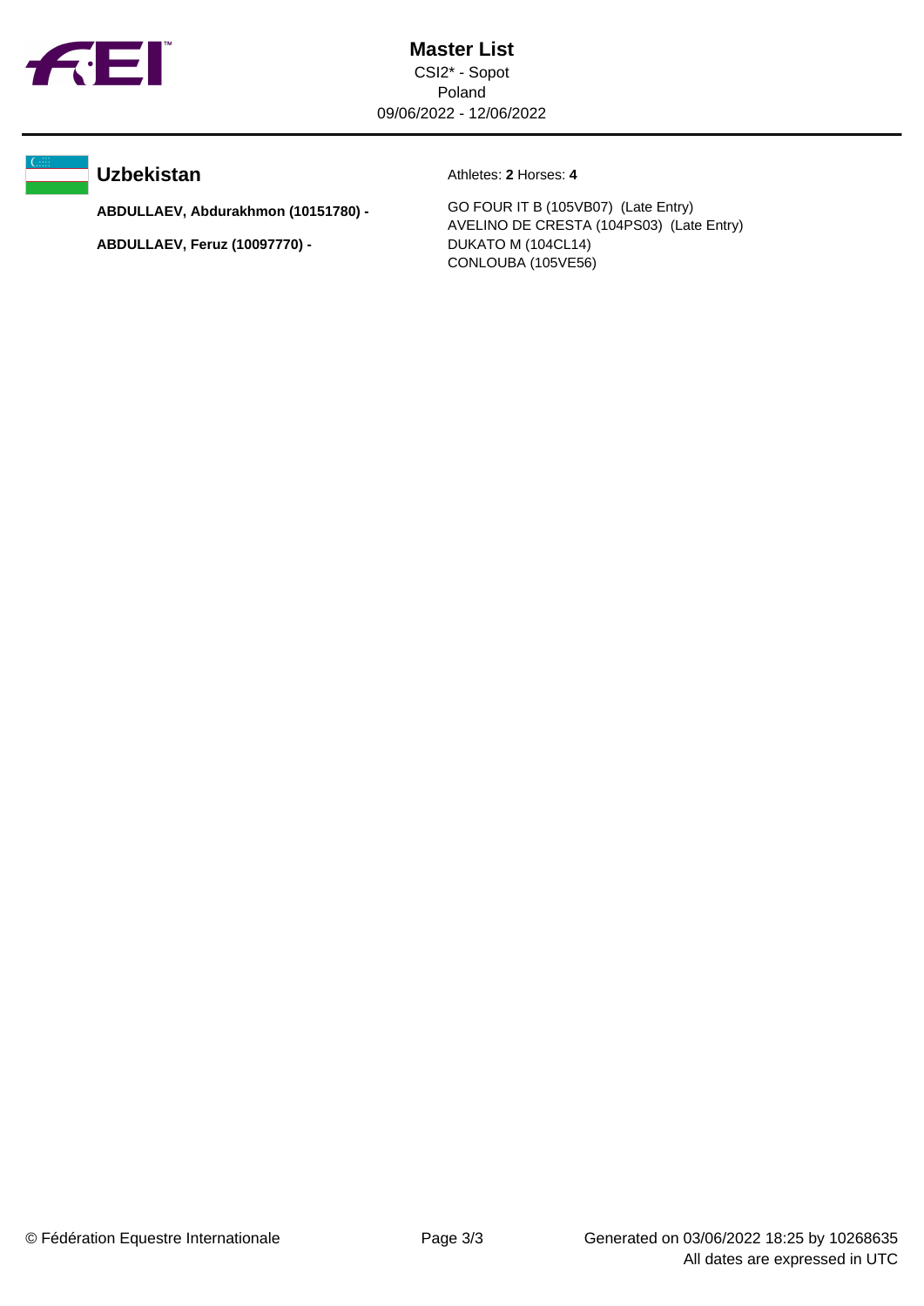# Master List

CSI2* - Sopot
Poland
09/06/2022 - 12/06/2022

## Uzbekistan

Athletes: **2** Horses: **4**

| | |
|---|---|
| **ABDULLAEV, Abdurakhmon (10151780) -** | GO FOUR IT B (105VB07) (Late Entry)<br>AVELINO DE CRESTA (104PS03) (Late Entry) |
| **ABDULLAEV, Feruz (10097770) -** | DUKATO M (104CL14)<br>CONLOUBA (105VE56) |

© Fédération Equestre Internationale

Generated on 03/06/2022 18:25 by 10268635
All dates are expressed in UTC